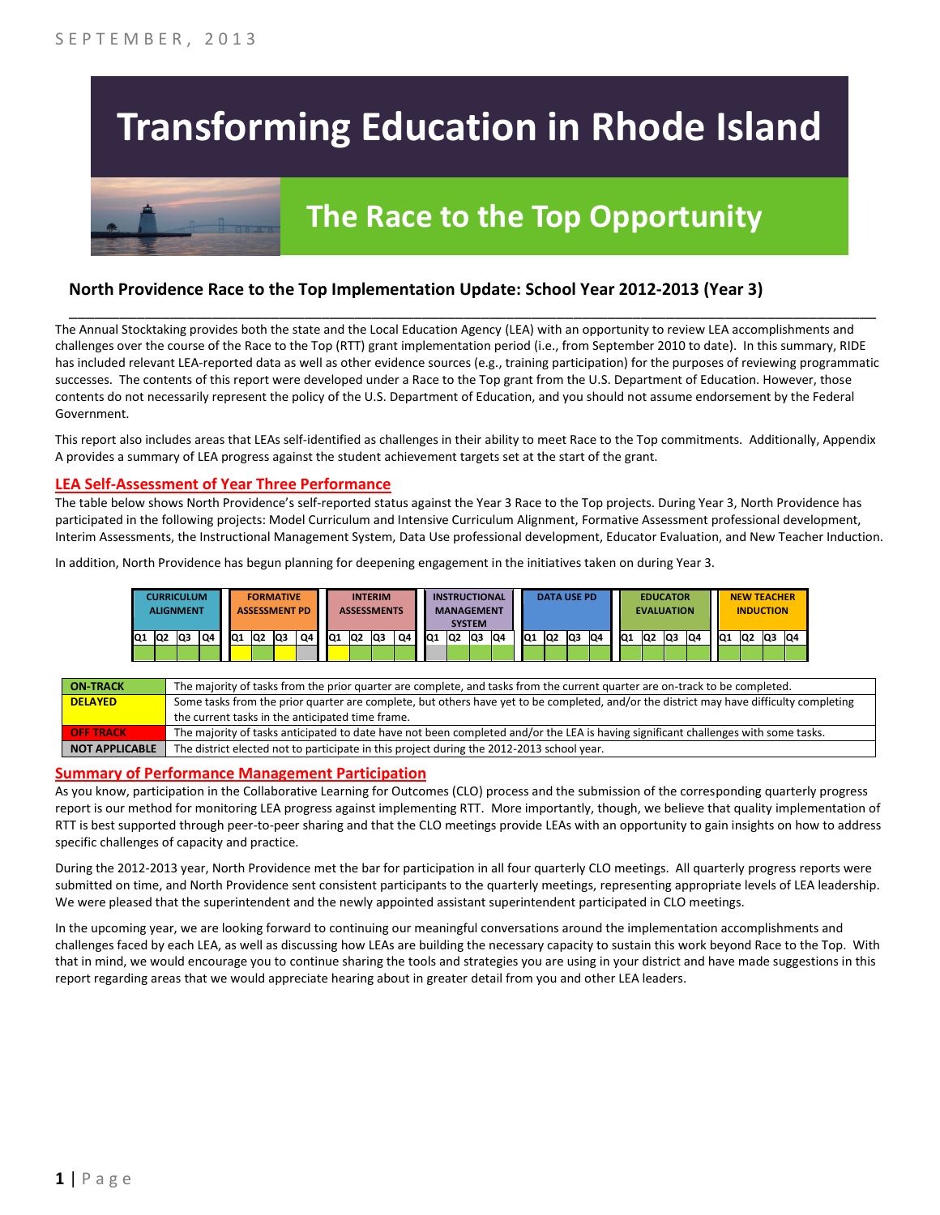SEPTEMBER, 2013

# Transforming Education in Rhode Island

## The Race to the Top Opportunity

### North Providence Race to the Top Implementation Update: School Year 2012-2013 (Year 3)

The Annual Stocktaking provides both the state and the Local Education Agency (LEA) with an opportunity to review LEA accomplishments and challenges over the course of the Race to the Top (RTT) grant implementation period (i.e., from September 2010 to date). In this summary, RIDE has included relevant LEA-reported data as well as other evidence sources (e.g., training participation) for the purposes of reviewing programmatic successes. The contents of this report were developed under a Race to the Top grant from the U.S. Department of Education. However, those contents do not necessarily represent the policy of the U.S. Department of Education, and you should not assume endorsement by the Federal Government.

This report also includes areas that LEAs self-identified as challenges in their ability to meet Race to the Top commitments. Additionally, Appendix A provides a summary of LEA progress against the student achievement targets set at the start of the grant.

#### LEA Self-Assessment of Year Three Performance

The table below shows North Providence's self-reported status against the Year 3 Race to the Top projects. During Year 3, North Providence has participated in the following projects: Model Curriculum and Intensive Curriculum Alignment, Formative Assessment professional development, Interim Assessments, the Instructional Management System, Data Use professional development, Educator Evaluation, and New Teacher Induction.

In addition, North Providence has begun planning for deepening engagement in the initiatives taken on during Year 3.

| CURRICULUM ALIGNMENT | | | | FORMATIVE ASSESSMENT PD | | | | INTERIM ASSESSMENTS | | | | INSTRUCTIONAL MANAGEMENT SYSTEM | | | | DATA USE PD | | | | EDUCATOR EVALUATION | | | | NEW TEACHER INDUCTION | | | |
|---|---|---|---|---|---|---|---|---|---|---|---|---|---|---|---|---|---|---|---|---|---|---|---|---|---|---|---|
| Q1 | Q2 | Q3 | Q4 | Q1 | Q2 | Q3 | Q4 | Q1 | Q2 | Q3 | Q4 | Q1 | Q2 | Q3 | Q4 | Q1 | Q2 | Q3 | Q4 | Q1 | Q2 | Q3 | Q4 | Q1 | Q2 | Q3 | Q4 |
| On-track | On-track | On-track | On-track | Delayed | On-track | Delayed | Not applicable | Delayed | On-track | On-track | On-track | Not applicable | On-track | On-track | On-track | On-track | On-track | On-track | On-track | On-track | On-track | On-track | On-track | On-track | On-track | On-track | On-track |

| | |
|---|---|
| **ON-TRACK** | The majority of tasks from the prior quarter are complete, and tasks from the current quarter are on-track to be completed. |
| **DELAYED** | Some tasks from the prior quarter are complete, but others have yet to be completed, and/or the district may have difficulty completing the current tasks in the anticipated time frame. |
| **OFF TRACK** | The majority of tasks anticipated to date have not been completed and/or the LEA is having significant challenges with some tasks. |
| **NOT APPLICABLE** | The district elected not to participate in this project during the 2012-2013 school year. |

#### Summary of Performance Management Participation

As you know, participation in the Collaborative Learning for Outcomes (CLO) process and the submission of the corresponding quarterly progress report is our method for monitoring LEA progress against implementing RTT. More importantly, though, we believe that quality implementation of RTT is best supported through peer-to-peer sharing and that the CLO meetings provide LEAs with an opportunity to gain insights on how to address specific challenges of capacity and practice.

During the 2012-2013 year, North Providence met the bar for participation in all four quarterly CLO meetings. All quarterly progress reports were submitted on time, and North Providence sent consistent participants to the quarterly meetings, representing appropriate levels of LEA leadership. We were pleased that the superintendent and the newly appointed assistant superintendent participated in CLO meetings.

In the upcoming year, we are looking forward to continuing our meaningful conversations around the implementation accomplishments and challenges faced by each LEA, as well as discussing how LEAs are building the necessary capacity to sustain this work beyond Race to the Top. With that in mind, we would encourage you to continue sharing the tools and strategies you are using in your district and have made suggestions in this report regarding areas that we would appreciate hearing about in greater detail from you and other LEA leaders.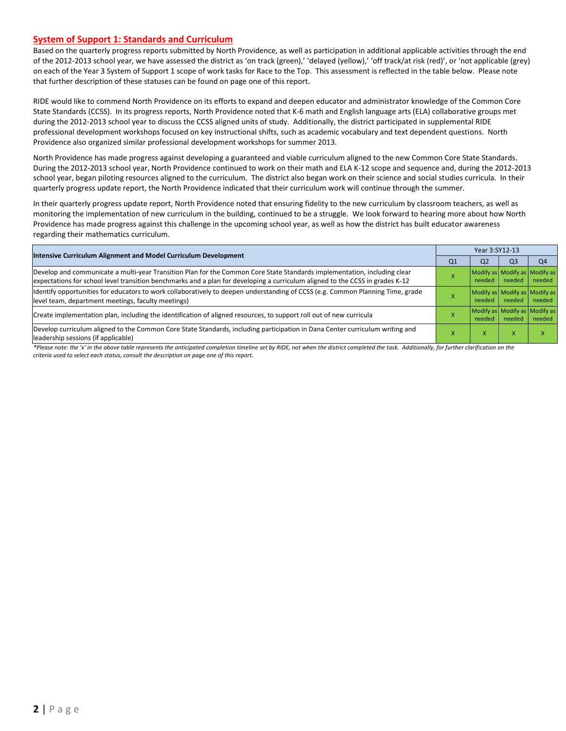## System of Support 1: Standards and Curriculum

Based on the quarterly progress reports submitted by North Providence, as well as participation in additional applicable activities through the end of the 2012-2013 school year, we have assessed the district as 'on track (green),' 'delayed (yellow),' 'off track/at risk (red)', or 'not applicable (grey) on each of the Year 3 System of Support 1 scope of work tasks for Race to the Top. This assessment is reflected in the table below. Please note that further description of these statuses can be found on page one of this report.

RIDE would like to commend North Providence on its efforts to expand and deepen educator and administrator knowledge of the Common Core State Standards (CCSS). In its progress reports, North Providence noted that K-6 math and English language arts (ELA) collaborative groups met during the 2012-2013 school year to discuss the CCSS aligned units of study. Additionally, the district participated in supplemental RIDE professional development workshops focused on key instructional shifts, such as academic vocabulary and text dependent questions. North Providence also organized similar professional development workshops for summer 2013.

North Providence has made progress against developing a guaranteed and viable curriculum aligned to the new Common Core State Standards. During the 2012-2013 school year, North Providence continued to work on their math and ELA K-12 scope and sequence and, during the 2012-2013 school year, began piloting resources aligned to the curriculum. The district also began work on their science and social studies curricula. In their quarterly progress update report, the North Providence indicated that their curriculum work will continue through the summer.

In their quarterly progress update report, North Providence noted that ensuring fidelity to the new curriculum by classroom teachers, as well as monitoring the implementation of new curriculum in the building, continued to be a struggle. We look forward to hearing more about how North Providence has made progress against this challenge in the upcoming school year, as well as how the district has built educator awareness regarding their mathematics curriculum.

| Intensive Curriculum Alignment and Model Curriculum Development | Year 3:SY12-13 | | | |
|---|---|---|---|---|
| | Q1 | Q2 | Q3 | Q4 |
| Develop and communicate a multi-year Transition Plan for the Common Core State Standards implementation, including clear expectations for school level transition benchmarks and a plan for developing a curriculum aligned to the CCSS in grades K-12 | X | Modify as needed | Modify as needed | Modify as needed |
| Identify opportunities for educators to work collaboratively to deepen understanding of CCSS (e.g. Common Planning Time, grade level team, department meetings, faculty meetings) | X | Modify as needed | Modify as needed | Modify as needed |
| Create implementation plan, including the identification of aligned resources, to support roll out of new curricula | X | Modify as needed | Modify as needed | Modify as needed |
| Develop curriculum aligned to the Common Core State Standards, including participation in Dana Center curriculum writing and leadership sessions (if applicable) | X | X | X | X |

*\*Please note: the 'x' in the above table represents the anticipated completion timeline set by RIDE, not when the district completed the task. Additionally, for further clarification on the criteria used to select each status, consult the description on page one of this report.*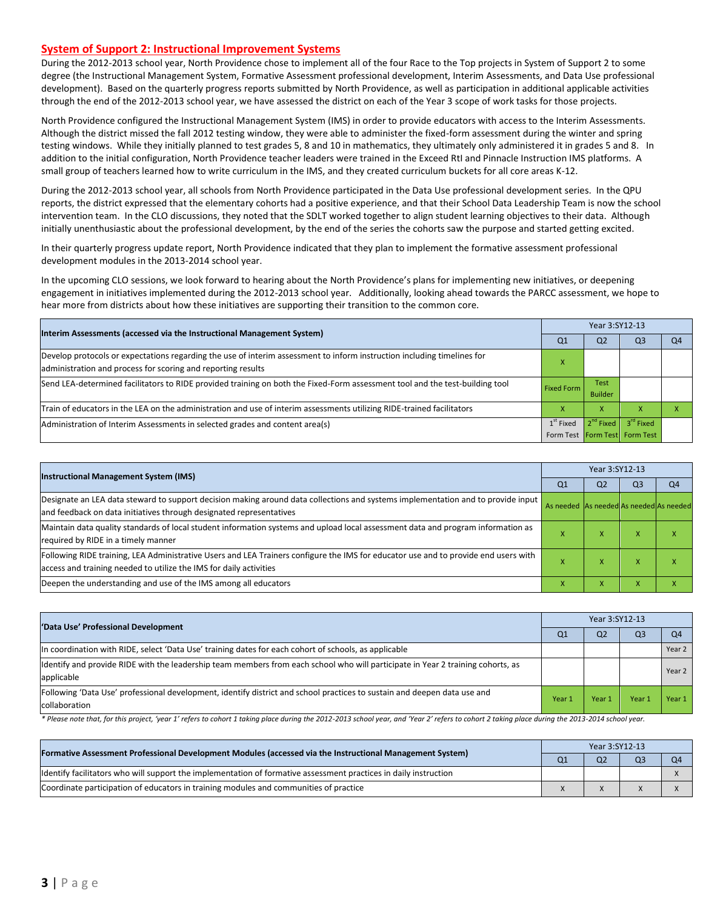## System of Support 2: Instructional Improvement Systems

During the 2012-2013 school year, North Providence chose to implement all of the four Race to the Top projects in System of Support 2 to some degree (the Instructional Management System, Formative Assessment professional development, Interim Assessments, and Data Use professional development). Based on the quarterly progress reports submitted by North Providence, as well as participation in additional applicable activities through the end of the 2012-2013 school year, we have assessed the district on each of the Year 3 scope of work tasks for those projects.

North Providence configured the Instructional Management System (IMS) in order to provide educators with access to the Interim Assessments. Although the district missed the fall 2012 testing window, they were able to administer the fixed-form assessment during the winter and spring testing windows. While they initially planned to test grades 5, 8 and 10 in mathematics, they ultimately only administered it in grades 5 and 8. In addition to the initial configuration, North Providence teacher leaders were trained in the Exceed RtI and Pinnacle Instruction IMS platforms. A small group of teachers learned how to write curriculum in the IMS, and they created curriculum buckets for all core areas K-12.

During the 2012-2013 school year, all schools from North Providence participated in the Data Use professional development series. In the QPU reports, the district expressed that the elementary cohorts had a positive experience, and that their School Data Leadership Team is now the school intervention team. In the CLO discussions, they noted that the SDLT worked together to align student learning objectives to their data. Although initially unenthusiastic about the professional development, by the end of the series the cohorts saw the purpose and started getting excited.

In their quarterly progress update report, North Providence indicated that they plan to implement the formative assessment professional development modules in the 2013-2014 school year.

In the upcoming CLO sessions, we look forward to hearing about the North Providence's plans for implementing new initiatives, or deepening engagement in initiatives implemented during the 2012-2013 school year. Additionally, looking ahead towards the PARCC assessment, we hope to hear more from districts about how these initiatives are supporting their transition to the common core.

| Interim Assessments (accessed via the Instructional Management System) | Year 3:SY12-13 | | | |
|---|---|---|---|---|
| | Q1 | Q2 | Q3 | Q4 |
| Develop protocols or expectations regarding the use of interim assessment to inform instruction including timelines for administration and process for scoring and reporting results | x | | | |
| Send LEA-determined facilitators to RIDE provided training on both the Fixed-Form assessment tool and the test-building tool | Fixed Form | Test Builder | | |
| Train of educators in the LEA on the administration and use of interim assessments utilizing RIDE-trained facilitators | x | x | x | x |
| Administration of Interim Assessments in selected grades and content area(s) | 1st Fixed Form Test | 2nd Fixed Form Test | 3rd Fixed Form Test | |

| Instructional Management System (IMS) | Year 3:SY12-13 | | | |
|---|---|---|---|---|
| | Q1 | Q2 | Q3 | Q4 |
| Designate an LEA data steward to support decision making around data collections and systems implementation and to provide input and feedback on data initiatives through designated representatives | As needed | As needed | As needed | As needed |
| Maintain data quality standards of local student information systems and upload local assessment data and program information as required by RIDE in a timely manner | x | x | x | x |
| Following RIDE training, LEA Administrative Users and LEA Trainers configure the IMS for educator use and to provide end users with access and training needed to utilize the IMS for daily activities | x | x | x | x |
| Deepen the understanding and use of the IMS among all educators | x | x | x | x |

| 'Data Use' Professional Development | Year 3:SY12-13 | | | |
|---|---|---|---|---|
| | Q1 | Q2 | Q3 | Q4 |
| In coordination with RIDE, select 'Data Use' training dates for each cohort of schools, as applicable | | | | Year 2 |
| Identify and provide RIDE with the leadership team members from each school who will participate in Year 2 training cohorts, as applicable | | | | Year 2 |
| Following 'Data Use' professional development, identify district and school practices to sustain and deepen data use and collaboration | Year 1 | Year 1 | Year 1 | Year 1 |

*\* Please note that, for this project, 'year 1' refers to cohort 1 taking place during the 2012-2013 school year, and 'Year 2' refers to cohort 2 taking place during the 2013-2014 school year.*

| Formative Assessment Professional Development Modules (accessed via the Instructional Management System) | Year 3:SY12-13 | | | |
|---|---|---|---|---|
| | Q1 | Q2 | Q3 | Q4 |
| Identify facilitators who will support the implementation of formative assessment practices in daily instruction | | | | x |
| Coordinate participation of educators in training modules and communities of practice | x | x | x | x |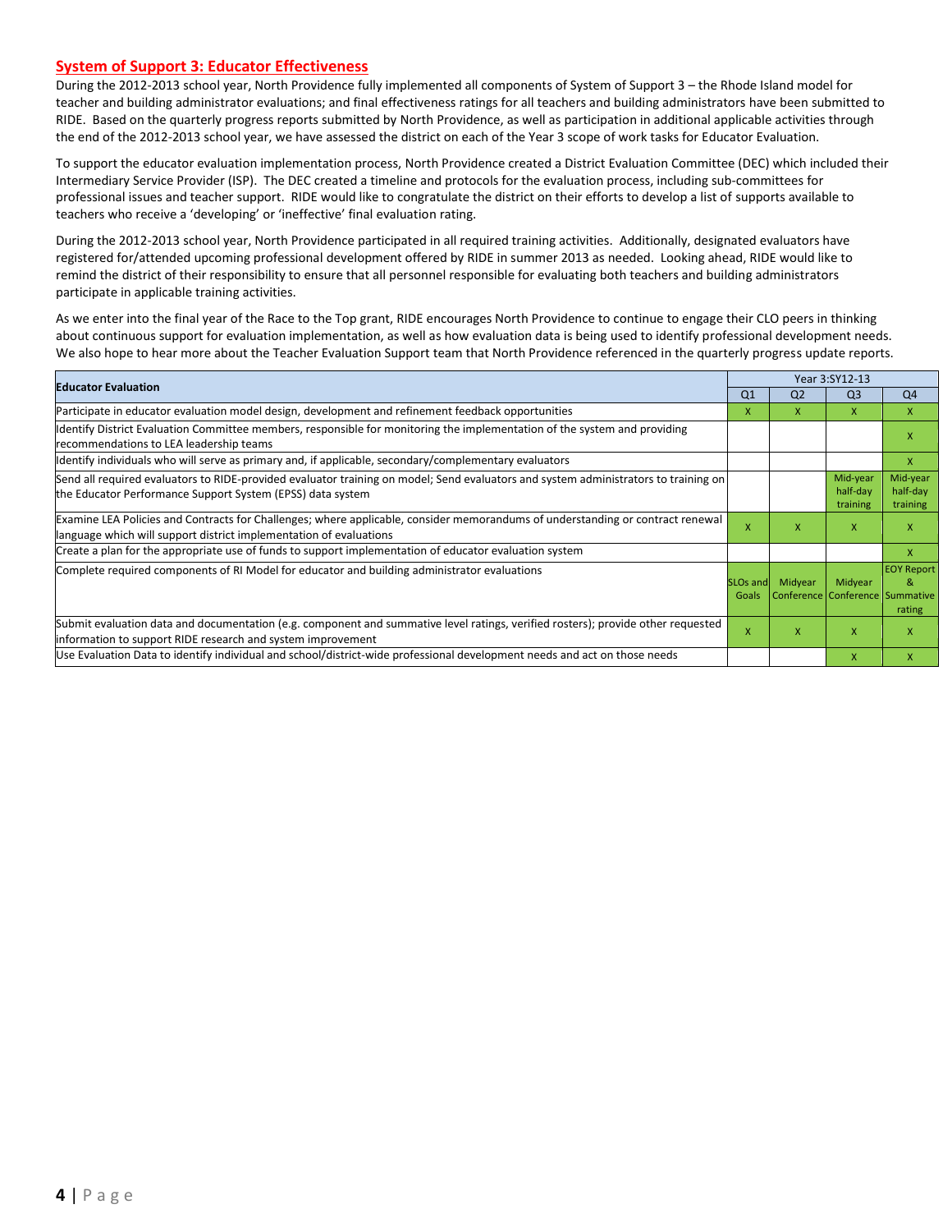## System of Support 3: Educator Effectiveness

During the 2012-2013 school year, North Providence fully implemented all components of System of Support 3 – the Rhode Island model for teacher and building administrator evaluations; and final effectiveness ratings for all teachers and building administrators have been submitted to RIDE. Based on the quarterly progress reports submitted by North Providence, as well as participation in additional applicable activities through the end of the 2012-2013 school year, we have assessed the district on each of the Year 3 scope of work tasks for Educator Evaluation.

To support the educator evaluation implementation process, North Providence created a District Evaluation Committee (DEC) which included their Intermediary Service Provider (ISP). The DEC created a timeline and protocols for the evaluation process, including sub-committees for professional issues and teacher support. RIDE would like to congratulate the district on their efforts to develop a list of supports available to teachers who receive a 'developing' or 'ineffective' final evaluation rating.

During the 2012-2013 school year, North Providence participated in all required training activities. Additionally, designated evaluators have registered for/attended upcoming professional development offered by RIDE in summer 2013 as needed. Looking ahead, RIDE would like to remind the district of their responsibility to ensure that all personnel responsible for evaluating both teachers and building administrators participate in applicable training activities.

As we enter into the final year of the Race to the Top grant, RIDE encourages North Providence to continue to engage their CLO peers in thinking about continuous support for evaluation implementation, as well as how evaluation data is being used to identify professional development needs. We also hope to hear more about the Teacher Evaluation Support team that North Providence referenced in the quarterly progress update reports.

| Educator Evaluation | Year 3:SY12-13 | | | |
|---|---|---|---|---|
| | Q1 | Q2 | Q3 | Q4 |
| Participate in educator evaluation model design, development and refinement feedback opportunities | x | x | x | x |
| Identify District Evaluation Committee members, responsible for monitoring the implementation of the system and providing recommendations to LEA leadership teams | | | | x |
| Identify individuals who will serve as primary and, if applicable, secondary/complementary evaluators | | | | x |
| Send all required evaluators to RIDE-provided evaluator training on model; Send evaluators and system administrators to training on the Educator Performance Support System (EPSS) data system | | | Mid-year half-day training | Mid-year half-day training |
| Examine LEA Policies and Contracts for Challenges; where applicable, consider memorandums of understanding or contract renewal language which will support district implementation of evaluations | x | x | x | x |
| Create a plan for the appropriate use of funds to support implementation of educator evaluation system | | | | x |
| Complete required components of RI Model for educator and building administrator evaluations | SLOs and Goals | Midyear Conference | Midyear Conference | EOY Report & Summative rating |
| Submit evaluation data and documentation (e.g. component and summative level ratings, verified rosters); provide other requested information to support RIDE research and system improvement | x | x | x | x |
| Use Evaluation Data to identify individual and school/district-wide professional development needs and act on those needs | | | x | x |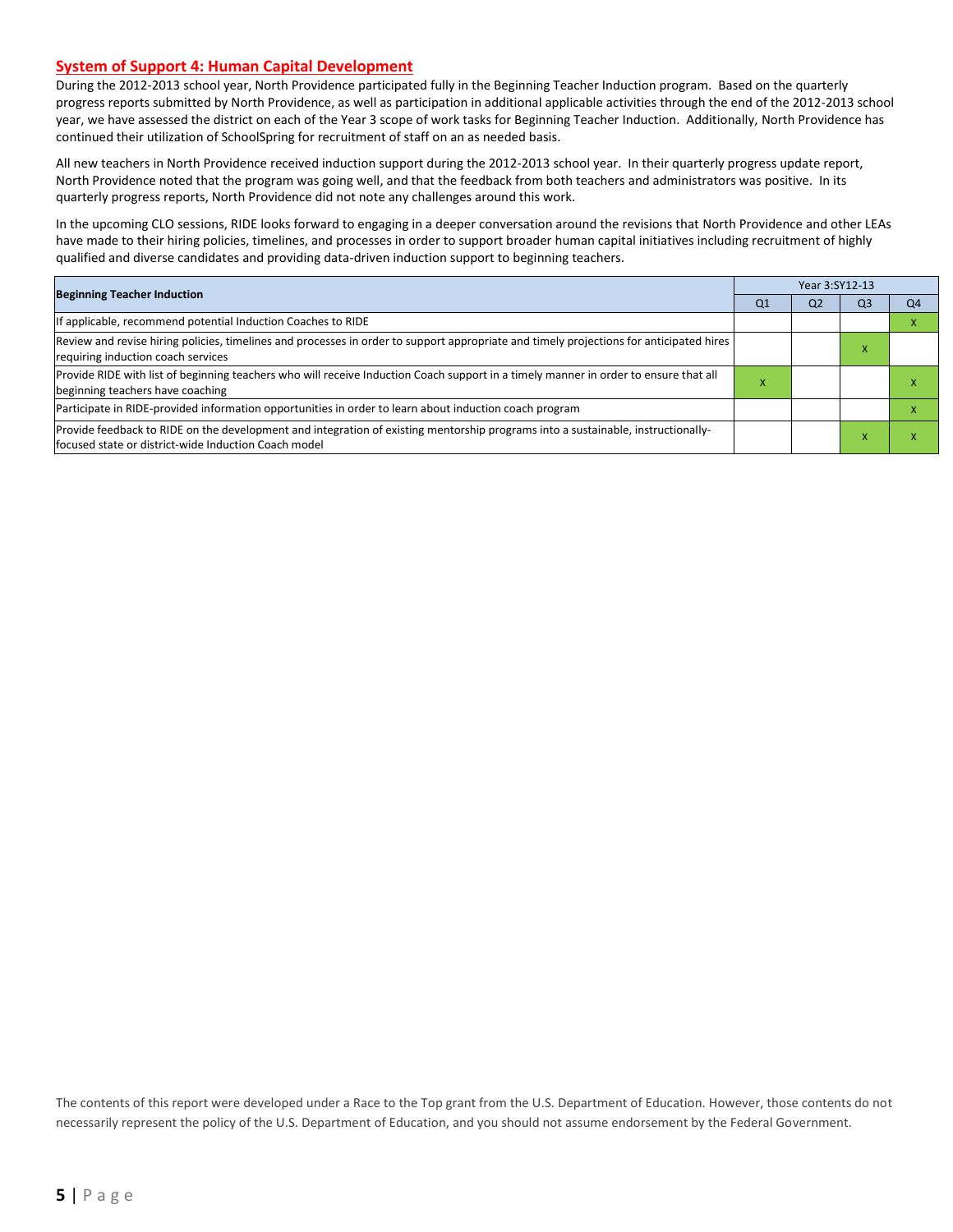## System of Support 4: Human Capital Development

During the 2012-2013 school year, North Providence participated fully in the Beginning Teacher Induction program. Based on the quarterly progress reports submitted by North Providence, as well as participation in additional applicable activities through the end of the 2012-2013 school year, we have assessed the district on each of the Year 3 scope of work tasks for Beginning Teacher Induction. Additionally, North Providence has continued their utilization of SchoolSpring for recruitment of staff on an as needed basis.

All new teachers in North Providence received induction support during the 2012-2013 school year. In their quarterly progress update report, North Providence noted that the program was going well, and that the feedback from both teachers and administrators was positive. In its quarterly progress reports, North Providence did not note any challenges around this work.

In the upcoming CLO sessions, RIDE looks forward to engaging in a deeper conversation around the revisions that North Providence and other LEAs have made to their hiring policies, timelines, and processes in order to support broader human capital initiatives including recruitment of highly qualified and diverse candidates and providing data-driven induction support to beginning teachers.

| Beginning Teacher Induction | Year 3:SY12-13 | | | |
|---|---|---|---|---|
| | Q1 | Q2 | Q3 | Q4 |
| If applicable, recommend potential Induction Coaches to RIDE | | | | x |
| Review and revise hiring policies, timelines and processes in order to support appropriate and timely projections for anticipated hires requiring induction coach services | | | x | |
| Provide RIDE with list of beginning teachers who will receive Induction Coach support in a timely manner in order to ensure that all beginning teachers have coaching | x | | | x |
| Participate in RIDE-provided information opportunities in order to learn about induction coach program | | | | x |
| Provide feedback to RIDE on the development and integration of existing mentorship programs into a sustainable, instructionally-focused state or district-wide Induction Coach model | | | x | x |

The contents of this report were developed under a Race to the Top grant from the U.S. Department of Education. However, those contents do not necessarily represent the policy of the U.S. Department of Education, and you should not assume endorsement by the Federal Government.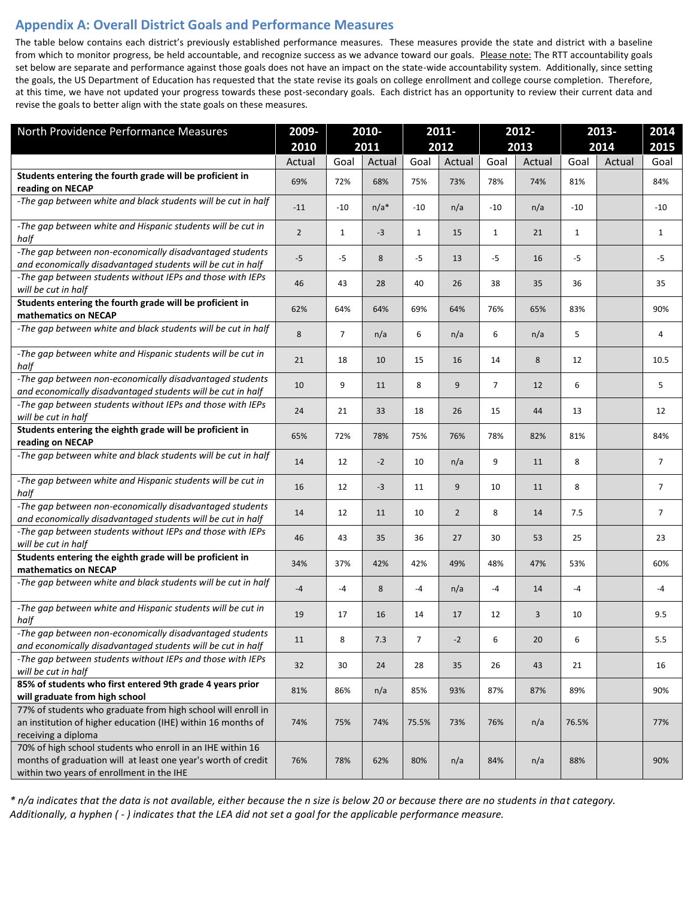## Appendix A: Overall District Goals and Performance Measures

The table below contains each district's previously established performance measures. These measures provide the state and district with a baseline from which to monitor progress, be held accountable, and recognize success as we advance toward our goals. Please note: The RTT accountability goals set below are separate and performance against those goals does not have an impact on the state-wide accountability system. Additionally, since setting the goals, the US Department of Education has requested that the state revise its goals on college enrollment and college course completion. Therefore, at this time, we have not updated your progress towards these post-secondary goals. Each district has an opportunity to review their current data and revise the goals to better align with the state goals on these measures.

| North Providence Performance Measures | 2009-2010 | 2010-2011 | | 2011-2012 | | 2012-2013 | | 2013-2014 | | 2014 2015 |
|---|---|---|---|---|---|---|---|---|---|---|
| | Actual | Goal | Actual | Goal | Actual | Goal | Actual | Goal | Actual | Goal |
| **Students entering the fourth grade will be proficient in reading on NECAP** | 69% | 72% | 68% | 75% | 73% | 78% | 74% | 81% | | 84% |
| *-The gap between white and black students will be cut in half* | -11 | -10 | n/a* | -10 | n/a | -10 | n/a | -10 | | -10 |
| *-The gap between white and Hispanic students will be cut in half* | 2 | 1 | -3 | 1 | 15 | 1 | 21 | 1 | | 1 |
| *-The gap between non-economically disadvantaged students and economically disadvantaged students will be cut in half* | -5 | -5 | 8 | -5 | 13 | -5 | 16 | -5 | | -5 |
| *-The gap between students without IEPs and those with IEPs will be cut in half* | 46 | 43 | 28 | 40 | 26 | 38 | 35 | 36 | | 35 |
| **Students entering the fourth grade will be proficient in mathematics on NECAP** | 62% | 64% | 64% | 69% | 64% | 76% | 65% | 83% | | 90% |
| *-The gap between white and black students will be cut in half* | 8 | 7 | n/a | 6 | n/a | 6 | n/a | 5 | | 4 |
| *-The gap between white and Hispanic students will be cut in half* | 21 | 18 | 10 | 15 | 16 | 14 | 8 | 12 | | 10.5 |
| *-The gap between non-economically disadvantaged students and economically disadvantaged students will be cut in half* | 10 | 9 | 11 | 8 | 9 | 7 | 12 | 6 | | 5 |
| *-The gap between students without IEPs and those with IEPs will be cut in half* | 24 | 21 | 33 | 18 | 26 | 15 | 44 | 13 | | 12 |
| **Students entering the eighth grade will be proficient in reading on NECAP** | 65% | 72% | 78% | 75% | 76% | 78% | 82% | 81% | | 84% |
| *-The gap between white and black students will be cut in half* | 14 | 12 | -2 | 10 | n/a | 9 | 11 | 8 | | 7 |
| *-The gap between white and Hispanic students will be cut in half* | 16 | 12 | -3 | 11 | 9 | 10 | 11 | 8 | | 7 |
| *-The gap between non-economically disadvantaged students and economically disadvantaged students will be cut in half* | 14 | 12 | 11 | 10 | 2 | 8 | 14 | 7.5 | | 7 |
| *-The gap between students without IEPs and those with IEPs will be cut in half* | 46 | 43 | 35 | 36 | 27 | 30 | 53 | 25 | | 23 |
| **Students entering the eighth grade will be proficient in mathematics on NECAP** | 34% | 37% | 42% | 42% | 49% | 48% | 47% | 53% | | 60% |
| *-The gap between white and black students will be cut in half* | -4 | -4 | 8 | -4 | n/a | -4 | 14 | -4 | | -4 |
| *-The gap between white and Hispanic students will be cut in half* | 19 | 17 | 16 | 14 | 17 | 12 | 3 | 10 | | 9.5 |
| *-The gap between non-economically disadvantaged students and economically disadvantaged students will be cut in half* | 11 | 8 | 7.3 | 7 | -2 | 6 | 20 | 6 | | 5.5 |
| *-The gap between students without IEPs and those with IEPs will be cut in half* | 32 | 30 | 24 | 28 | 35 | 26 | 43 | 21 | | 16 |
| **85% of students who first entered 9th grade 4 years prior will graduate from high school** | 81% | 86% | n/a | 85% | 93% | 87% | 87% | 89% | | 90% |
| 77% of students who graduate from high school will enroll in an institution of higher education (IHE) within 16 months of receiving a diploma | 74% | 75% | 74% | 75.5% | 73% | 76% | n/a | 76.5% | | 77% |
| 70% of high school students who enroll in an IHE within 16 months of graduation will at least one year's worth of credit within two years of enrollment in the IHE | 76% | 78% | 62% | 80% | n/a | 84% | n/a | 88% | | 90% |

*\* n/a indicates that the data is not available, either because the n size is below 20 or because there are no students in that category. Additionally, a hyphen ( - ) indicates that the LEA did not set a goal for the applicable performance measure.*